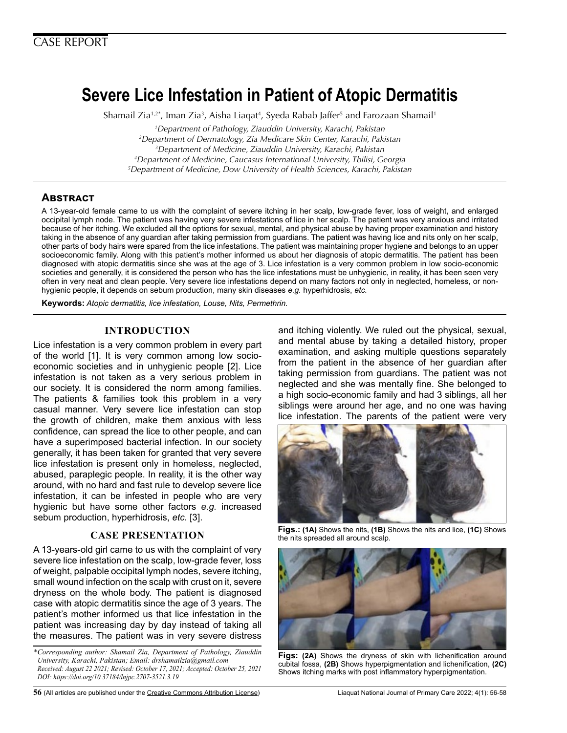CASE REPORT

# Severe Lice Infestation in Patient of Atopic Dermatitis

Shamail Zia[1,2*], Iman Zia[3], Aisha Liaqat[4], Syeda Rabab Jaffer[5] and Farozaan Shamail[1]

[1]Department of Pathology, Ziauddin University, Karachi, Pakistan
[2]Department of Dermatology, Zia Medicare Skin Center, Karachi, Pakistan
[3]Department of Medicine, Ziauddin University, Karachi, Pakistan
[4]Department of Medicine, Caucasus International University, Tbilisi, Georgia
[5]Department of Medicine, Dow University of Health Sciences, Karachi, Pakistan

## Abstract

A 13-year-old female came to us with the complaint of severe itching in her scalp, low-grade fever, loss of weight, and enlarged occipital lymph node. The patient was having very severe infestations of lice in her scalp. The patient was very anxious and irritated because of her itching. We excluded all the options for sexual, mental, and physical abuse by having proper examination and history taking in the absence of any guardian after taking permission from guardians. The patient was having lice and nits only on her scalp, other parts of body hairs were spared from the lice infestations. The patient was maintaining proper hygiene and belongs to an upper socioeconomic family. Along with this patient's mother informed us about her diagnosis of atopic dermatitis. The patient has been diagnosed with atopic dermatitis since she was at the age of 3. Lice infestation is a very common problem in low socio-economic societies and generally, it is considered the person who has the lice infestations must be unhygienic, in reality, it has been seen very often in very neat and clean people. Very severe lice infestations depend on many factors not only in neglected, homeless, or non-hygienic people, it depends on sebum production, many skin diseases *e.g.* hyperhidrosis, *etc.*

**Keywords:** *Atopic dermatitis, lice infestation, Louse, Nits, Permethrin.*

## INTRODUCTION

Lice infestation is a very common problem in every part of the world [1]. It is very common among low socio-economic societies and in unhygienic people [2]. Lice infestation is not taken as a very serious problem in our society. It is considered the norm among families. The patients & families took this problem in a very casual manner. Very severe lice infestation can stop the growth of children, make them anxious with less confidence, can spread the lice to other people, and can have a superimposed bacterial infection. In our society generally, it has been taken for granted that very severe lice infestation is present only in homeless, neglected, abused, paraplegic people. In reality, it is the other way around, with no hard and fast rule to develop severe lice infestation, it can be infested in people who are very hygienic but have some other factors *e.g.* increased sebum production, hyperhidrosis, *etc.* [3].

## CASE PRESENTATION

A 13-years-old girl came to us with the complaint of very severe lice infestation on the scalp, low-grade fever, loss of weight, palpable occipital lymph nodes, severe itching, small wound infection on the scalp with crust on it, severe dryness on the whole body. The patient is diagnosed case with atopic dermatitis since the age of 3 years. The patient's mother informed us that lice infestation in the patient was increasing day by day instead of taking all the measures. The patient was in very severe distress and itching violently. We ruled out the physical, sexual, and mental abuse by taking a detailed history, proper examination, and asking multiple questions separately from the patient in the absence of her guardian after taking permission from guardians. The patient was not neglected and she was mentally fine. She belonged to a high socio-economic family and had 3 siblings, all her siblings were around her age, and no one was having lice infestation. The parents of the patient were very

**Figs.:** **(1A)** Shows the nits, **(1B)** Shows the nits and lice, **(1C)** Shows the nits spreaded all around scalp.

**Figs:** **(2A)** Shows the dryness of skin with lichenification around cubital fossa, **(2B)** Shows hyperpigmentation and lichenification, **(2C)** Shows itching marks with post inflammatory hyperpigmentation.

*\*Corresponding author: Shamail Zia, Department of Pathology, Ziauddin University, Karachi, Pakistan; Email: drshamailzia@gmail.com*
*Received: August 22 2021; Revised: October 17, 2021; Accepted: October 25, 2021*
*DOI: https://doi.org/10.37184/lnjpc.2707-3521.3.19*

(All articles are published under the Creative Commons Attribution License)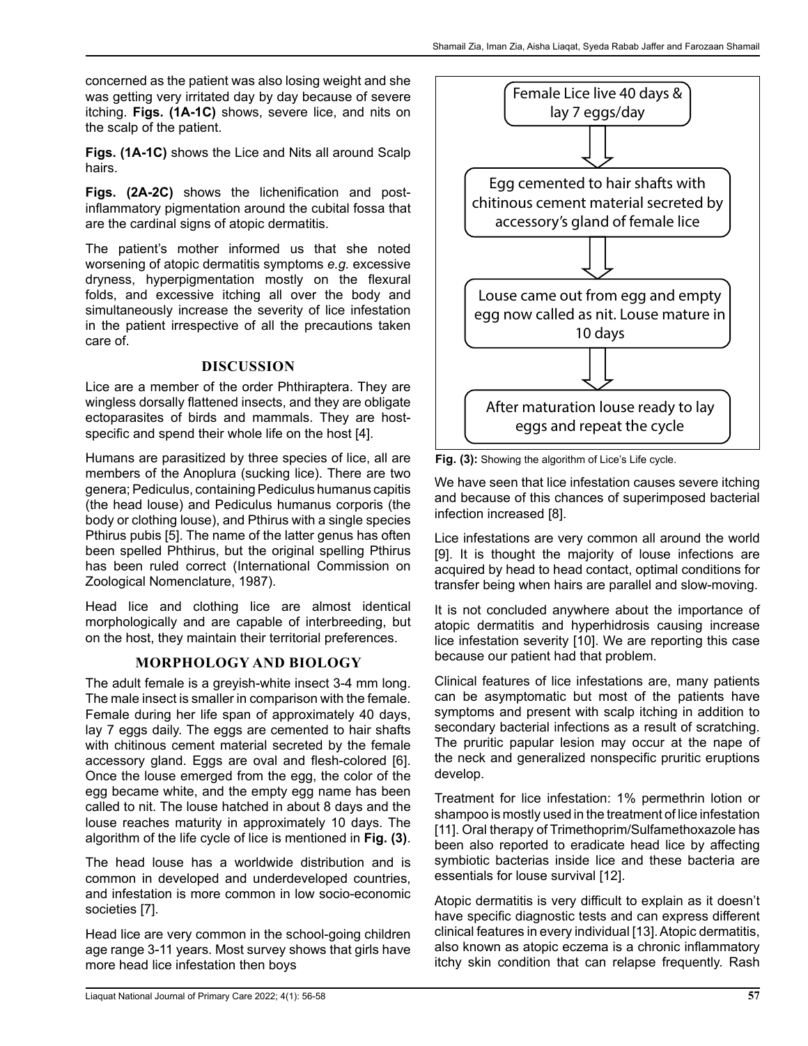concerned as the patient was also losing weight and she was getting very irritated day by day because of severe itching. **Figs. (1A-1C)** shows, severe lice, and nits on the scalp of the patient.

**Figs. (1A-1C)** shows the Lice and Nits all around Scalp hairs.

**Figs. (2A-2C)** shows the lichenification and post-inflammatory pigmentation around the cubital fossa that are the cardinal signs of atopic dermatitis.

The patient's mother informed us that she noted worsening of atopic dermatitis symptoms *e.g.* excessive dryness, hyperpigmentation mostly on the flexural folds, and excessive itching all over the body and simultaneously increase the severity of lice infestation in the patient irrespective of all the precautions taken care of.

## DISCUSSION

Lice are a member of the order Phthiraptera. They are wingless dorsally flattened insects, and they are obligate ectoparasites of birds and mammals. They are host-specific and spend their whole life on the host [4].

Humans are parasitized by three species of lice, all are members of the Anoplura (sucking lice). There are two genera; Pediculus, containing Pediculus humanus capitis (the head louse) and Pediculus humanus corporis (the body or clothing louse), and Pthirus with a single species Pthirus pubis [5]. The name of the latter genus has often been spelled Phthirus, but the original spelling Pthirus has been ruled correct (International Commission on Zoological Nomenclature, 1987).

Head lice and clothing lice are almost identical morphologically and are capable of interbreeding, but on the host, they maintain their territorial preferences.

## MORPHOLOGY AND BIOLOGY

The adult female is a greyish-white insect 3-4 mm long. The male insect is smaller in comparison with the female. Female during her life span of approximately 40 days, lay 7 eggs daily. The eggs are cemented to hair shafts with chitinous cement material secreted by the female accessory gland. Eggs are oval and flesh-colored [6]. Once the louse emerged from the egg, the color of the egg became white, and the empty egg name has been called to nit. The louse hatched in about 8 days and the louse reaches maturity in approximately 10 days. The algorithm of the life cycle of lice is mentioned in **Fig. (3)**.

The head louse has a worldwide distribution and is common in developed and underdeveloped countries, and infestation is more common in low socio-economic societies [7].

Head lice are very common in the school-going children age range 3-11 years. Most survey shows that girls have more head lice infestation then boys

Female Lice live 40 days & lay 7 eggs/day

↓

Egg cemented to hair shafts with chitinous cement material secreted by accessory's gland of female lice

↓

Louse came out from egg and empty egg now called as nit. Louse mature in 10 days

↓

After maturation louse ready to lay eggs and repeat the cycle

**Fig. (3):** Showing the algorithm of Lice's Life cycle.

We have seen that lice infestation causes severe itching and because of this chances of superimposed bacterial infection increased [8].

Lice infestations are very common all around the world [9]. It is thought the majority of louse infections are acquired by head to head contact, optimal conditions for transfer being when hairs are parallel and slow-moving.

It is not concluded anywhere about the importance of atopic dermatitis and hyperhidrosis causing increase lice infestation severity [10]. We are reporting this case because our patient had that problem.

Clinical features of lice infestations are, many patients can be asymptomatic but most of the patients have symptoms and present with scalp itching in addition to secondary bacterial infections as a result of scratching. The pruritic papular lesion may occur at the nape of the neck and generalized nonspecific pruritic eruptions develop.

Treatment for lice infestation: 1% permethrin lotion or shampoo is mostly used in the treatment of lice infestation [11]. Oral therapy of Trimethoprim/Sulfamethoxazole has been also reported to eradicate head lice by affecting symbiotic bacterias inside lice and these bacteria are essentials for louse survival [12].

Atopic dermatitis is very difficult to explain as it doesn't have specific diagnostic tests and can express different clinical features in every individual [13]. Atopic dermatitis, also known as atopic eczema is a chronic inflammatory itchy skin condition that can relapse frequently. Rash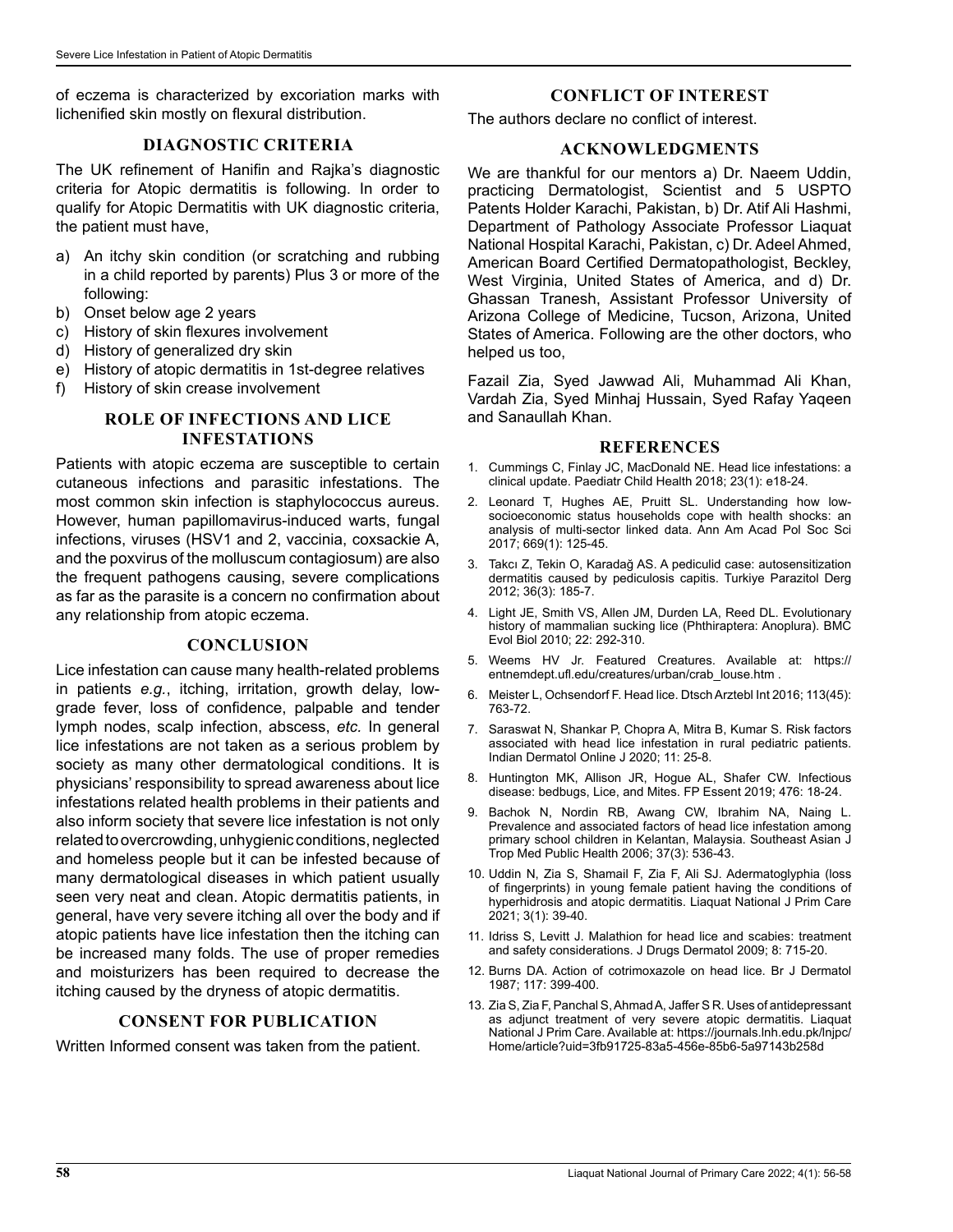of eczema is characterized by excoriation marks with lichenified skin mostly on flexural distribution.

## DIAGNOSTIC CRITERIA

The UK refinement of Hanifin and Rajka's diagnostic criteria for Atopic dermatitis is following. In order to qualify for Atopic Dermatitis with UK diagnostic criteria, the patient must have,

a) An itchy skin condition (or scratching and rubbing in a child reported by parents) Plus 3 or more of the following:
b) Onset below age 2 years
c) History of skin flexures involvement
d) History of generalized dry skin
e) History of atopic dermatitis in 1st-degree relatives
f) History of skin crease involvement

## ROLE OF INFECTIONS AND LICE INFESTATIONS

Patients with atopic eczema are susceptible to certain cutaneous infections and parasitic infestations. The most common skin infection is staphylococcus aureus. However, human papillomavirus-induced warts, fungal infections, viruses (HSV1 and 2, vaccinia, coxsackie A, and the poxvirus of the molluscum contagiosum) are also the frequent pathogens causing, severe complications as far as the parasite is a concern no confirmation about any relationship from atopic eczema.

## CONCLUSION

Lice infestation can cause many health-related problems in patients *e.g.*, itching, irritation, growth delay, low-grade fever, loss of confidence, palpable and tender lymph nodes, scalp infection, abscess, *etc.* In general lice infestations are not taken as a serious problem by society as many other dermatological conditions. It is physicians' responsibility to spread awareness about lice infestations related health problems in their patients and also inform society that severe lice infestation is not only related to overcrowding, unhygienic conditions, neglected and homeless people but it can be infested because of many dermatological diseases in which patient usually seen very neat and clean. Atopic dermatitis patients, in general, have very severe itching all over the body and if atopic patients have lice infestation then the itching can be increased many folds. The use of proper remedies and moisturizers has been required to decrease the itching caused by the dryness of atopic dermatitis.

## CONSENT FOR PUBLICATION

Written Informed consent was taken from the patient.

## CONFLICT OF INTEREST

The authors declare no conflict of interest.

## ACKNOWLEDGMENTS

We are thankful for our mentors a) Dr. Naeem Uddin, practicing Dermatologist, Scientist and 5 USPTO Patents Holder Karachi, Pakistan, b) Dr. Atif Ali Hashmi, Department of Pathology Associate Professor Liaquat National Hospital Karachi, Pakistan, c) Dr. Adeel Ahmed, American Board Certified Dermatopathologist, Beckley, West Virginia, United States of America, and d) Dr. Ghassan Tranesh, Assistant Professor University of Arizona College of Medicine, Tucson, Arizona, United States of America. Following are the other doctors, who helped us too,

Fazail Zia, Syed Jawwad Ali, Muhammad Ali Khan, Vardah Zia, Syed Minhaj Hussain, Syed Rafay Yaqeen and Sanaullah Khan.

## REFERENCES

1. Cummings C, Finlay JC, MacDonald NE. Head lice infestations: a clinical update. Paediatr Child Health 2018; 23(1): e18-24.
2. Leonard T, Hughes AE, Pruitt SL. Understanding how low-socioeconomic status households cope with health shocks: an analysis of multi-sector linked data. Ann Am Acad Pol Soc Sci 2017; 669(1): 125-45.
3. Takcı Z, Tekin O, Karadağ AS. A pediculid case: autosensitization dermatitis caused by pediculosis capitis. Turkiye Parazitol Derg 2012; 36(3): 185-7.
4. Light JE, Smith VS, Allen JM, Durden LA, Reed DL. Evolutionary history of mammalian sucking lice (Phthiraptera: Anoplura). BMC Evol Biol 2010; 22: 292-310.
5. Weems HV Jr. Featured Creatures. Available at: https://entnemdept.ufl.edu/creatures/urban/crab_louse.htm .
6. Meister L, Ochsendorf F. Head lice. Dtsch Arztebl Int 2016; 113(45): 763-72.
7. Saraswat N, Shankar P, Chopra A, Mitra B, Kumar S. Risk factors associated with head lice infestation in rural pediatric patients. Indian Dermatol Online J 2020; 11: 25-8.
8. Huntington MK, Allison JR, Hogue AL, Shafer CW. Infectious disease: bedbugs, Lice, and Mites. FP Essent 2019; 476: 18-24.
9. Bachok N, Nordin RB, Awang CW, Ibrahim NA, Naing L. Prevalence and associated factors of head lice infestation among primary school children in Kelantan, Malaysia. Southeast Asian J Trop Med Public Health 2006; 37(3): 536-43.
10. Uddin N, Zia S, Shamail F, Zia F, Ali SJ. Adermatoglyphia (loss of fingerprints) in young female patient having the conditions of hyperhidrosis and atopic dermatitis. Liaquat National J Prim Care 2021; 3(1): 39-40.
11. Idriss S, Levitt J. Malathion for head lice and scabies: treatment and safety considerations. J Drugs Dermatol 2009; 8: 715-20.
12. Burns DA. Action of cotrimoxazole on head lice. Br J Dermatol 1987; 117: 399-400.
13. Zia S, Zia F, Panchal S, Ahmad A, Jaffer S R. Uses of antidepressant as adjunct treatment of very severe atopic dermatitis. Liaquat National J Prim Care. Available at: https://journals.lnh.edu.pk/lnjpc/Home/article?uid=3fb91725-83a5-456e-85b6-5a97143b258d